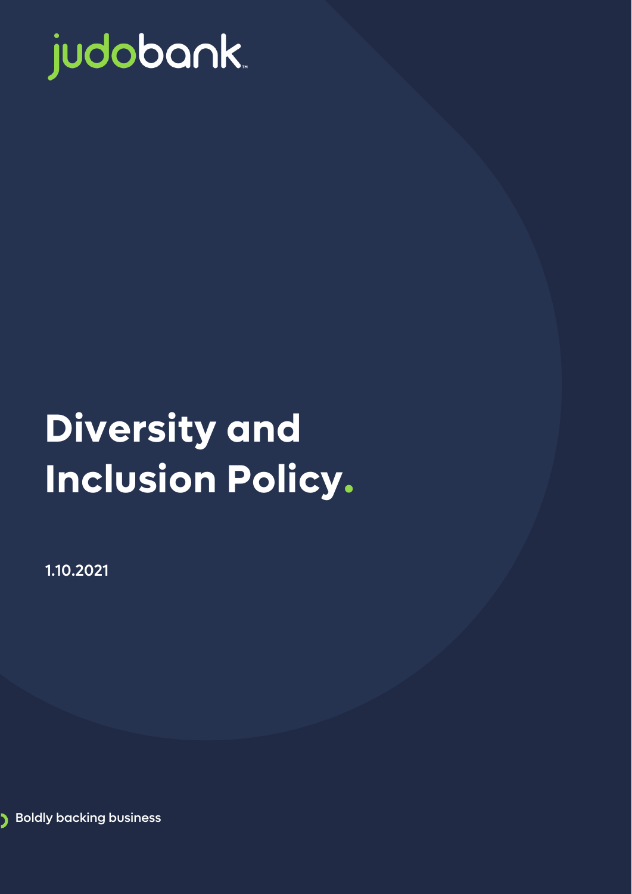judobank

# Diversity and Inclusion Policy.

1.10.2021

Boldly backing business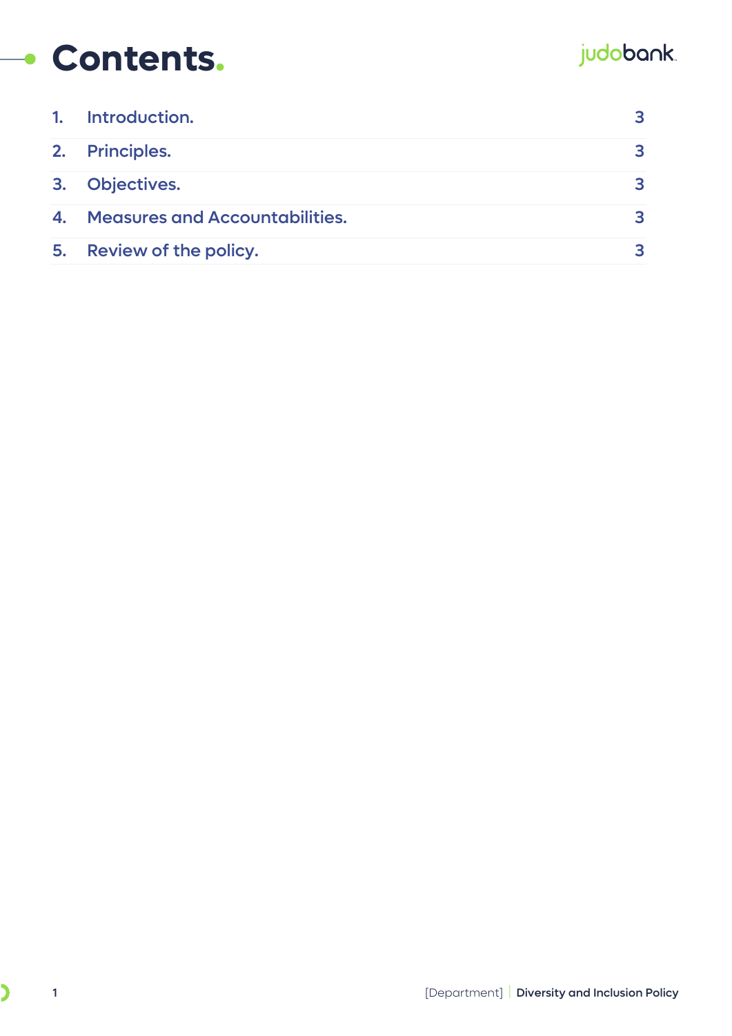# Contents.

| | | |
|---|---|---|
| 1. | Introduction. | 3 |
| 2. | Principles. | 3 |
| 3. | Objectives. | 3 |
| 4. | Measures and Accountabilities. | 3 |
| 5. | Review of the policy. | 3 |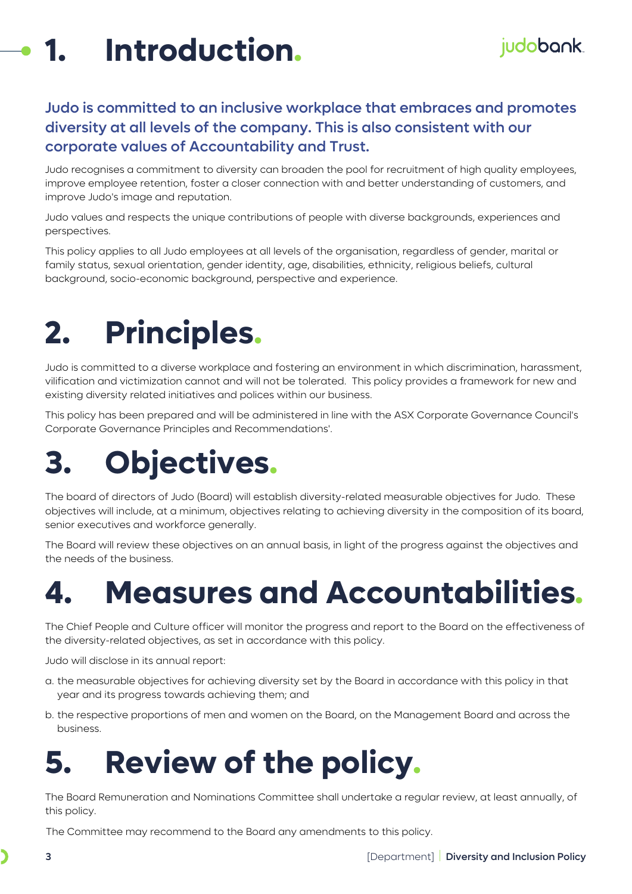# 1. Introduction.

**Judo is committed to an inclusive workplace that embraces and promotes diversity at all levels of the company. This is also consistent with our corporate values of Accountability and Trust.**

Judo recognises a commitment to diversity can broaden the pool for recruitment of high quality employees, improve employee retention, foster a closer connection with and better understanding of customers, and improve Judo's image and reputation.

Judo values and respects the unique contributions of people with diverse backgrounds, experiences and perspectives.

This policy applies to all Judo employees at all levels of the organisation, regardless of gender, marital or family status, sexual orientation, gender identity, age, disabilities, ethnicity, religious beliefs, cultural background, socio-economic background, perspective and experience.

# 2. Principles.

Judo is committed to a diverse workplace and fostering an environment in which discrimination, harassment, vilification and victimization cannot and will not be tolerated. This policy provides a framework for new and existing diversity related initiatives and polices within our business.

This policy has been prepared and will be administered in line with the ASX Corporate Governance Council's Corporate Governance Principles and Recommendations'.

# 3. Objectives.

The board of directors of Judo (Board) will establish diversity-related measurable objectives for Judo. These objectives will include, at a minimum, objectives relating to achieving diversity in the composition of its board, senior executives and workforce generally.

The Board will review these objectives on an annual basis, in light of the progress against the objectives and the needs of the business.

# 4. Measures and Accountabilities.

The Chief People and Culture officer will monitor the progress and report to the Board on the effectiveness of the diversity-related objectives, as set in accordance with this policy.

Judo will disclose in its annual report:

a. the measurable objectives for achieving diversity set by the Board in accordance with this policy in that year and its progress towards achieving them; and

b. the respective proportions of men and women on the Board, on the Management Board and across the business.

# 5. Review of the policy.

The Board Remuneration and Nominations Committee shall undertake a regular review, at least annually, of this policy.

The Committee may recommend to the Board any amendments to this policy.